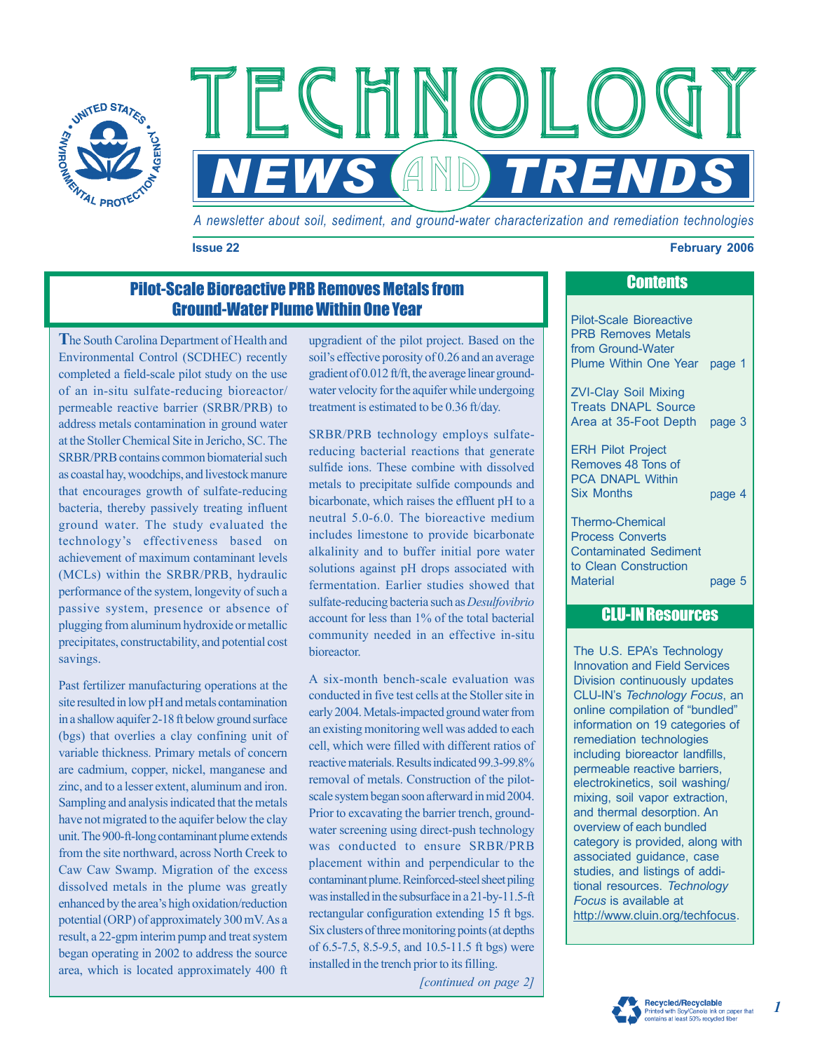# TECHNOLOGY NEWS AND TRENDS

*A newsletter about soil, sediment, and ground-water characterization and remediation technologies*

**Issue 22** **February 2006**

## Pilot-Scale Bioreactive PRB Removes Metals from Ground-Water Plume Within One Year

The South Carolina Department of Health and Environmental Control (SCDHEC) recently completed a field-scale pilot study on the use of an in-situ sulfate-reducing bioreactor/ permeable reactive barrier (SRBR/PRB) to address metals contamination in ground water at the Stoller Chemical Site in Jericho, SC. The SRBR/PRB contains common biomaterial such as coastal hay, woodchips, and livestock manure that encourages growth of sulfate-reducing bacteria, thereby passively treating influent ground water. The study evaluated the technology's effectiveness based on achievement of maximum contaminant levels (MCLs) within the SRBR/PRB, hydraulic performance of the system, longevity of such a passive system, presence or absence of plugging from aluminum hydroxide or metallic precipitates, constructability, and potential cost savings.

Past fertilizer manufacturing operations at the site resulted in low pH and metals contamination in a shallow aquifer 2-18 ft below ground surface (bgs) that overlies a clay confining unit of variable thickness. Primary metals of concern are cadmium, copper, nickel, manganese and zinc, and to a lesser extent, aluminum and iron. Sampling and analysis indicated that the metals have not migrated to the aquifer below the clay unit. The 900-ft-long contaminant plume extends from the site northward, across North Creek to Caw Caw Swamp. Migration of the excess dissolved metals in the plume was greatly enhanced by the area's high oxidation/reduction potential (ORP) of approximately 300 mV. As a result, a 22-gpm interim pump and treat system began operating in 2002 to address the source area, which is located approximately 400 ft upgradient of the pilot project. Based on the soil's effective porosity of 0.26 and an average gradient of 0.012 ft/ft, the average linear ground-water velocity for the aquifer while undergoing treatment is estimated to be 0.36 ft/day.

SRBR/PRB technology employs sulfate-reducing bacterial reactions that generate sulfide ions. These combine with dissolved metals to precipitate sulfide compounds and bicarbonate, which raises the effluent pH to a neutral 5.0-6.0. The bioreactive medium includes limestone to provide bicarbonate alkalinity and to buffer initial pore water solutions against pH drops associated with fermentation. Earlier studies showed that sulfate-reducing bacteria such as *Desulfovibrio* account for less than 1% of the total bacterial community needed in an effective in-situ bioreactor.

A six-month bench-scale evaluation was conducted in five test cells at the Stoller site in early 2004. Metals-impacted ground water from an existing monitoring well was added to each cell, which were filled with different ratios of reactive materials. Results indicated 99.3-99.8% removal of metals. Construction of the pilot-scale system began soon afterward in mid 2004. Prior to excavating the barrier trench, ground-water screening using direct-push technology was conducted to ensure SRBR/PRB placement within and perpendicular to the contaminant plume. Reinforced-steel sheet piling was installed in the subsurface in a 21-by-11.5-ft rectangular configuration extending 15 ft bgs. Six clusters of three monitoring points (at depths of 6.5-7.5, 8.5-9.5, and 10.5-11.5 ft bgs) were installed in the trench prior to its filling.

*[continued on page 2]*

## Contents

- Pilot-Scale Bioreactive PRB Removes Metals from Ground-Water Plume Within One Year — page 1
- ZVI-Clay Soil Mixing Treats DNAPL Source Area at 35-Foot Depth — page 3
- ERH Pilot Project Removes 48 Tons of PCA DNAPL Within Six Months — page 4
- Thermo-Chemical Process Converts Contaminated Sediment to Clean Construction Material — page 5

## CLU-IN Resources

The U.S. EPA's Technology Innovation and Field Services Division continuously updates CLU-IN's *Technology Focus*, an online compilation of "bundled" information on 19 categories of remediation technologies including bioreactor landfills, permeable reactive barriers, electrokinetics, soil washing/ mixing, soil vapor extraction, and thermal desorption. An overview of each bundled category is provided, along with associated guidance, case studies, and listings of additional resources. *Technology Focus* is available at http://www.cluin.org/techfocus.

Recycled/Recyclable
Printed with Soy/Canola ink on paper that contains at least 50% recycled fiber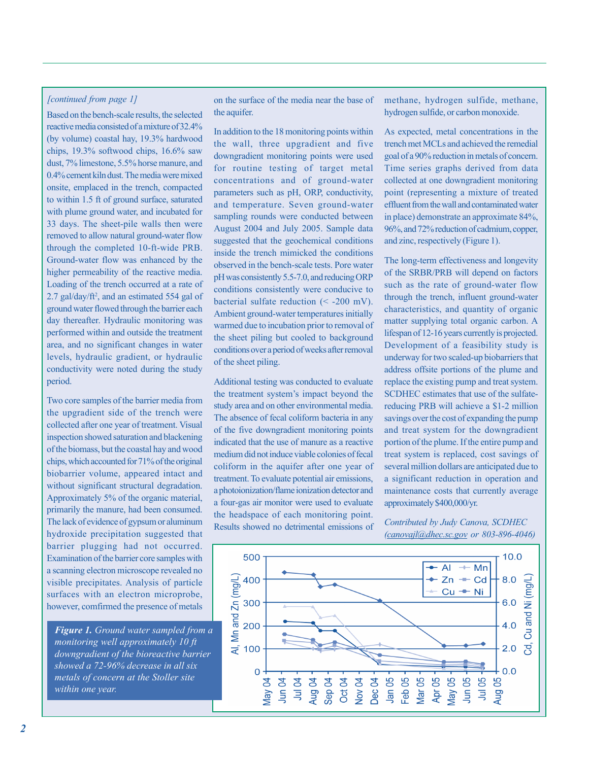*[continued from page 1]*

Based on the bench-scale results, the selected reactive media consisted of a mixture of 32.4% (by volume) coastal hay, 19.3% hardwood chips, 19.3% softwood chips, 16.6% saw dust, 7% limestone, 5.5% horse manure, and 0.4% cement kiln dust. The media were mixed onsite, emplaced in the trench, compacted to within 1.5 ft of ground surface, saturated with plume ground water, and incubated for 33 days. The sheet-pile walls then were removed to allow natural ground-water flow through the completed 10-ft-wide PRB. Ground-water flow was enhanced by the higher permeability of the reactive media. Loading of the trench occurred at a rate of 2.7 gal/day/ft$^2$, and an estimated 554 gal of ground water flowed through the barrier each day thereafter. Hydraulic monitoring was performed within and outside the treatment area, and no significant changes in water levels, hydraulic gradient, or hydraulic conductivity were noted during the study period.

Two core samples of the barrier media from the upgradient side of the trench were collected after one year of treatment. Visual inspection showed saturation and blackening of the biomass, but the coastal hay and wood chips, which accounted for 71% of the original biobarrier volume, appeared intact and without significant structural degradation. Approximately 5% of the organic material, primarily the manure, had been consumed. The lack of evidence of gypsum or aluminum hydroxide precipitation suggested that barrier plugging had not occurred. Examination of the barrier core samples with a scanning electron microscope revealed no visible precipitates. Analysis of particle surfaces with an electron microprobe, however, comfirmed the presence of metals on the surface of the media near the base of the aquifer.

In addition to the 18 monitoring points within the wall, three upgradient and five downgradient monitoring points were used for routine testing of target metal concentrations and of ground-water parameters such as pH, ORP, conductivity, and temperature. Seven ground-water sampling rounds were conducted between August 2004 and July 2005. Sample data suggested that the geochemical conditions inside the trench mimicked the conditions observed in the bench-scale tests. Pore water pH was consistently 5.5-7.0, and reducing ORP conditions consistently were conducive to bacterial sulfate reduction (< -200 mV). Ambient ground-water temperatures initially warmed due to incubation prior to removal of the sheet piling but cooled to background conditions over a period of weeks after removal of the sheet piling.

Additional testing was conducted to evaluate the treatment system's impact beyond the study area and on other environmental media. The absence of fecal coliform bacteria in any of the five downgradient monitoring points indicated that the use of manure as a reactive medium did not induce viable colonies of fecal coliform in the aquifer after one year of treatment. To evaluate potential air emissions, a photoionization/flame ionization detector and a four-gas air monitor were used to evaluate the headspace of each monitoring point. Results showed no detrimental emissions of methane, hydrogen sulfide, methane, hydrogen sulfide, or carbon monoxide.

As expected, metal concentrations in the trench met MCLs and achieved the remedial goal of a 90% reduction in metals of concern. Time series graphs derived from data collected at one downgradient monitoring point (representing a mixture of treated effluent from the wall and contaminated water in place) demonstrate an approximate 84%, 96%, and 72% reduction of cadmium, copper, and zinc, respectively (Figure 1).

The long-term effectiveness and longevity of the SRBR/PRB will depend on factors such as the rate of ground-water flow through the trench, influent ground-water characteristics, and quantity of organic matter supplying total organic carbon. A lifespan of 12-16 years currently is projected. Development of a feasibility study is underway for two scaled-up biobarriers that address offsite portions of the plume and replace the existing pump and treat system. SCDHEC estimates that use of the sulfate-reducing PRB will achieve a \$1-2 million savings over the cost of expanding the pump and treat system for the downgradient portion of the plume. If the entire pump and treat system is replaced, cost savings of several million dollars are anticipated due to a significant reduction in operation and maintenance costs that currently average approximately \$400,000/yr.

*Contributed by Judy Canova, SCDHEC (canovajl@dhec.sc.gov or 803-896-4046)*

**Figure 1.** *Ground water sampled from a monitoring well approximately 10 ft downgradient of the bioreactive barrier showed a 72-96% decrease in all six metals of concern at the Stoller site within one year.*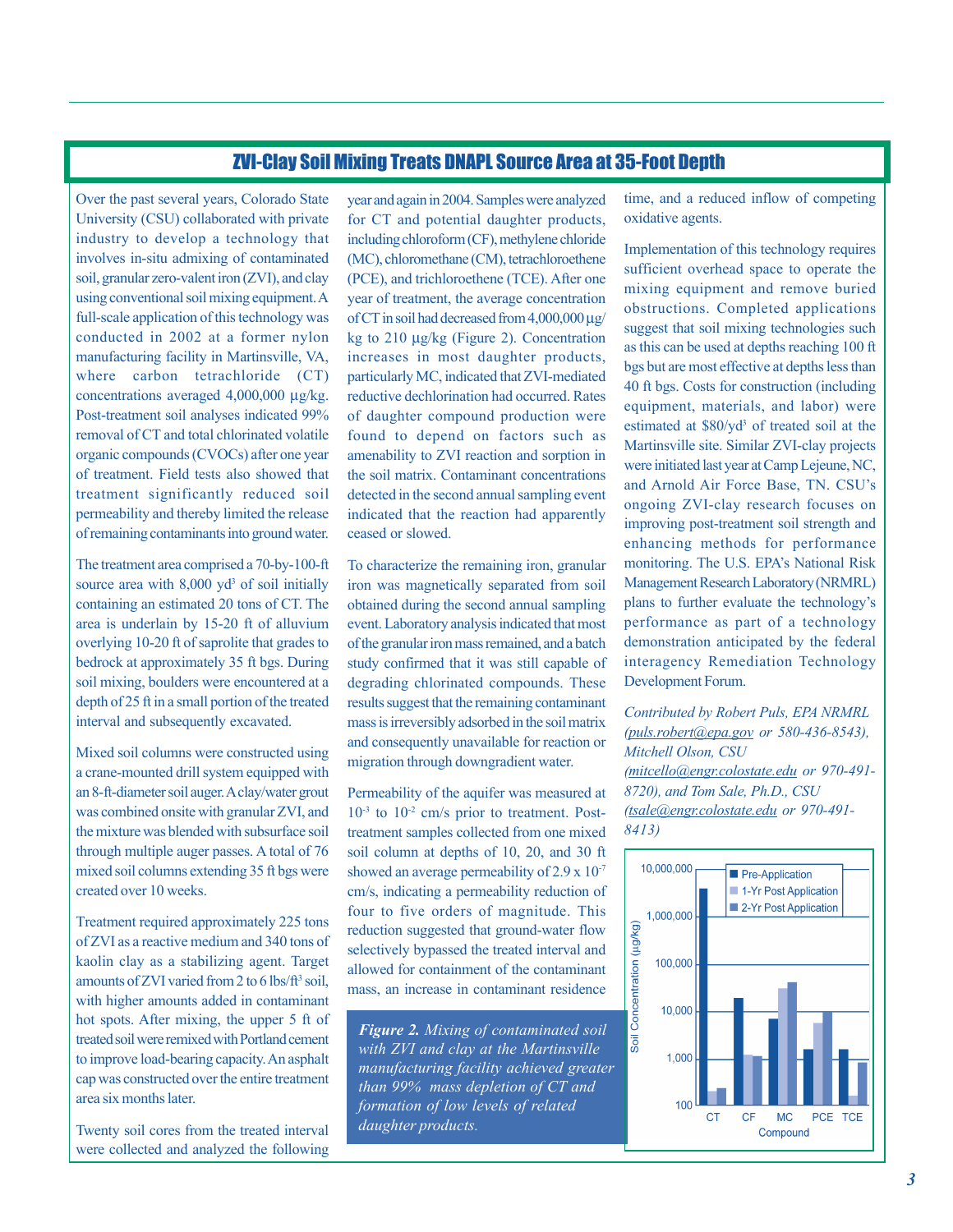## ZVI-Clay Soil Mixing Treats DNAPL Source Area at 35-Foot Depth

Over the past several years, Colorado State University (CSU) collaborated with private industry to develop a technology that involves in-situ admixing of contaminated soil, granular zero-valent iron (ZVI), and clay using conventional soil mixing equipment. A full-scale application of this technology was conducted in 2002 at a former nylon manufacturing facility in Martinsville, VA, where carbon tetrachloride (CT) concentrations averaged 4,000,000 µg/kg. Post-treatment soil analyses indicated 99% removal of CT and total chlorinated volatile organic compounds (CVOCs) after one year of treatment. Field tests also showed that treatment significantly reduced soil permeability and thereby limited the release of remaining contaminants into ground water.

The treatment area comprised a 70-by-100-ft source area with 8,000 $yd^3$ of soil initially containing an estimated 20 tons of CT. The area is underlain by 15-20 ft of alluvium overlying 10-20 ft of saprolite that grades to bedrock at approximately 35 ft bgs. During soil mixing, boulders were encountered at a depth of 25 ft in a small portion of the treated interval and subsequently excavated.

Mixed soil columns were constructed using a crane-mounted drill system equipped with an 8-ft-diameter soil auger. A clay/water grout was combined onsite with granular ZVI, and the mixture was blended with subsurface soil through multiple auger passes. A total of 76 mixed soil columns extending 35 ft bgs were created over 10 weeks.

Treatment required approximately 225 tons of ZVI as a reactive medium and 340 tons of kaolin clay as a stabilizing agent. Target amounts of ZVI varied from 2 to 6 lbs/$ft^3$ soil, with higher amounts added in contaminant hot spots. After mixing, the upper 5 ft of treated soil were remixed with Portland cement to improve load-bearing capacity. An asphalt cap was constructed over the entire treatment area six months later.

Twenty soil cores from the treated interval were collected and analyzed the following year and again in 2004. Samples were analyzed for CT and potential daughter products, including chloroform (CF), methylene chloride (MC), chloromethane (CM), tetrachloroethene (PCE), and trichloroethene (TCE). After one year of treatment, the average concentration of CT in soil had decreased from 4,000,000 µg/kg to 210 µg/kg (Figure 2). Concentration increases in most daughter products, particularly MC, indicated that ZVI-mediated reductive dechlorination had occurred. Rates of daughter compound production were found to depend on factors such as amenability to ZVI reaction and sorption in the soil matrix. Contaminant concentrations detected in the second annual sampling event indicated that the reaction had apparently ceased or slowed.

To characterize the remaining iron, granular iron was magnetically separated from soil obtained during the second annual sampling event. Laboratory analysis indicated that most of the granular iron mass remained, and a batch study confirmed that it was still capable of degrading chlorinated compounds. These results suggest that the remaining contaminant mass is irreversibly adsorbed in the soil matrix and consequently unavailable for reaction or migration through downgradient water.

Permeability of the aquifer was measured at $10^{-3}$ to $10^{-2}$ cm/s prior to treatment. Post-treatment samples collected from one mixed soil column at depths of 10, 20, and 30 ft showed an average permeability of $2.9 \times 10^{-7}$ cm/s, indicating a permeability reduction of four to five orders of magnitude. This reduction suggested that ground-water flow selectively bypassed the treated interval and allowed for containment of the contaminant mass, an increase in contaminant residence time, and a reduced inflow of competing oxidative agents.

Implementation of this technology requires sufficient overhead space to operate the mixing equipment and remove buried obstructions. Completed applications suggest that soil mixing technologies such as this can be used at depths reaching 100 ft bgs but are most effective at depths less than 40 ft bgs. Costs for construction (including equipment, materials, and labor) were estimated at $80/$yd^3$ of treated soil at the Martinsville site. Similar ZVI-clay projects were initiated last year at Camp Lejeune, NC, and Arnold Air Force Base, TN. CSU's ongoing ZVI-clay research focuses on improving post-treatment soil strength and enhancing methods for performance monitoring. The U.S. EPA's National Risk Management Research Laboratory (NRMRL) plans to further evaluate the technology's performance as part of a technology demonstration anticipated by the federal interagency Remediation Technology Development Forum.

*Contributed by Robert Puls, EPA NRMRL (puls.robert@epa.gov or 580-436-8543), Mitchell Olson, CSU (mitcello@engr.colostate.edu or 970-491-8720), and Tom Sale, Ph.D., CSU (tsale@engr.colostate.edu or 970-491-8413)*

***Figure 2.*** *Mixing of contaminated soil with ZVI and clay at the Martinsville manufacturing facility achieved greater than 99% mass depletion of CT and formation of low levels of related daughter products.*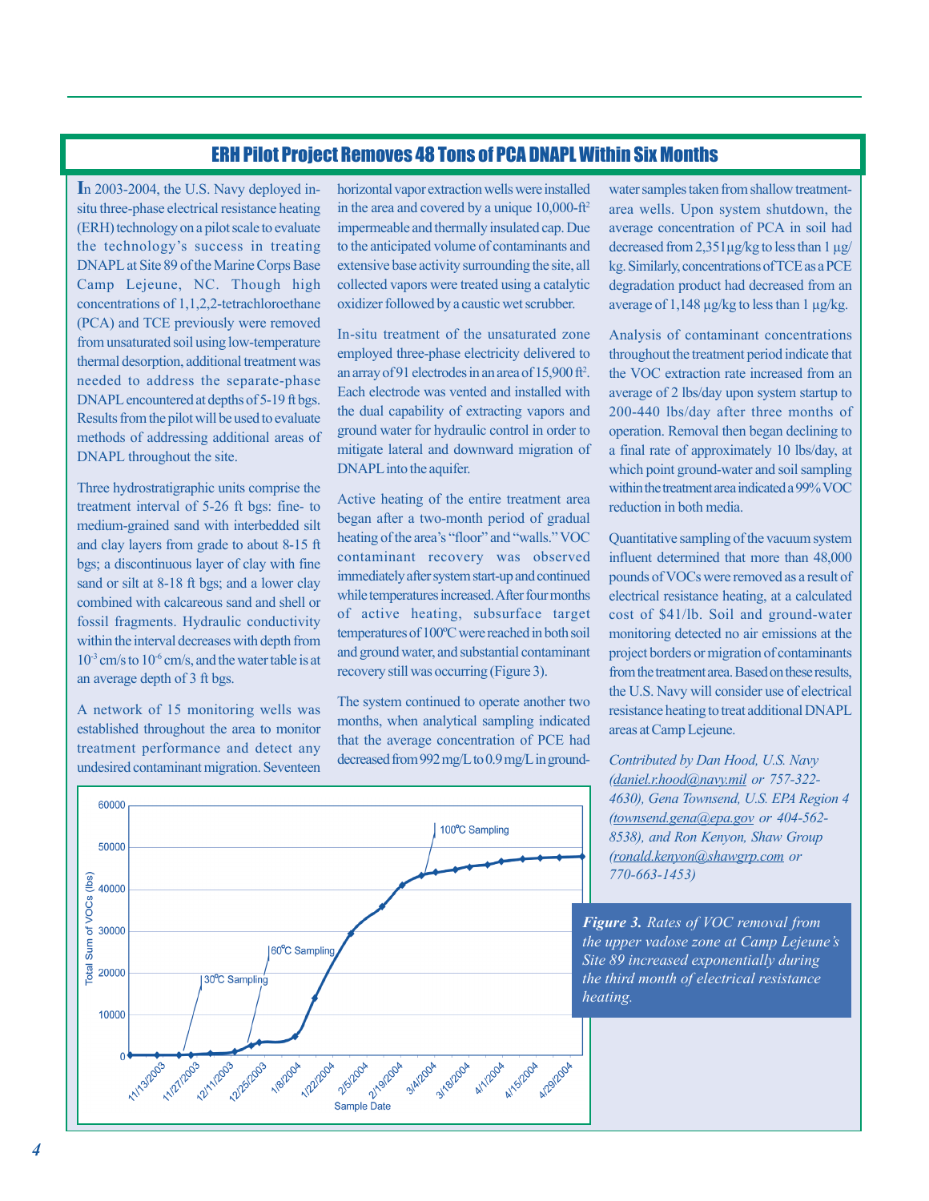## ERH Pilot Project Removes 48 Tons of PCA DNAPL Within Six Months

In 2003-2004, the U.S. Navy deployed in-situ three-phase electrical resistance heating (ERH) technology on a pilot scale to evaluate the technology's success in treating DNAPL at Site 89 of the Marine Corps Base Camp Lejeune, NC. Though high concentrations of 1,1,2,2-tetrachloroethane (PCA) and TCE previously were removed from unsaturated soil using low-temperature thermal desorption, additional treatment was needed to address the separate-phase DNAPL encountered at depths of 5-19 ft bgs. Results from the pilot will be used to evaluate methods of addressing additional areas of DNAPL throughout the site.

Three hydrostratigraphic units comprise the treatment interval of 5-26 ft bgs: fine- to medium-grained sand with interbedded silt and clay layers from grade to about 8-15 ft bgs; a discontinuous layer of clay with fine sand or silt at 8-18 ft bgs; and a lower clay combined with calcareous sand and shell or fossil fragments. Hydraulic conductivity within the interval decreases with depth from $10^{-3}$ cm/s to $10^{-6}$ cm/s, and the water table is at an average depth of 3 ft bgs.

A network of 15 monitoring wells was established throughout the area to monitor treatment performance and detect any undesired contaminant migration. Seventeen horizontal vapor extraction wells were installed in the area and covered by a unique 10,000-ft$^2$ impermeable and thermally insulated cap. Due to the anticipated volume of contaminants and extensive base activity surrounding the site, all collected vapors were treated using a catalytic oxidizer followed by a caustic wet scrubber.

In-situ treatment of the unsaturated zone employed three-phase electricity delivered to an array of 91 electrodes in an area of 15,900 ft$^2$. Each electrode was vented and installed with the dual capability of extracting vapors and ground water for hydraulic control in order to mitigate lateral and downward migration of DNAPL into the aquifer.

Active heating of the entire treatment area began after a two-month period of gradual heating of the area's "floor" and "walls." VOC contaminant recovery was observed immediately after system start-up and continued while temperatures increased. After four months of active heating, subsurface target temperatures of 100ºC were reached in both soil and ground water, and substantial contaminant recovery still was occurring (Figure 3).

The system continued to operate another two months, when analytical sampling indicated that the average concentration of PCE had decreased from 992 mg/L to 0.9 mg/L in ground-water samples taken from shallow treatment-area wells. Upon system shutdown, the average concentration of PCA in soil had decreased from 2,351 µg/kg to less than 1 µg/kg. Similarly, concentrations of TCE as a PCE degradation product had decreased from an average of 1,148 µg/kg to less than 1 µg/kg.

Analysis of contaminant concentrations throughout the treatment period indicate that the VOC extraction rate increased from an average of 2 lbs/day upon system startup to 200-440 lbs/day after three months of operation. Removal then began declining to a final rate of approximately 10 lbs/day, at which point ground-water and soil sampling within the treatment area indicated a 99% VOC reduction in both media.

Quantitative sampling of the vacuum system influent determined that more than 48,000 pounds of VOCs were removed as a result of electrical resistance heating, at a calculated cost of $41/lb. Soil and ground-water monitoring detected no air emissions at the project borders or migration of contaminants from the treatment area. Based on these results, the U.S. Navy will consider use of electrical resistance heating to treat additional DNAPL areas at Camp Lejeune.

*Contributed by Dan Hood, U.S. Navy (daniel.r.hood@navy.mil or 757-322-4630), Gena Townsend, U.S. EPA Region 4 (townsend.gena@epa.gov or 404-562-8538), and Ron Kenyon, Shaw Group (ronald.kenyon@shawgrp.com or 770-663-1453)*

***Figure 3.** Rates of VOC removal from the upper vadose zone at Camp Lejeune's Site 89 increased exponentially during the third month of electrical resistance heating.*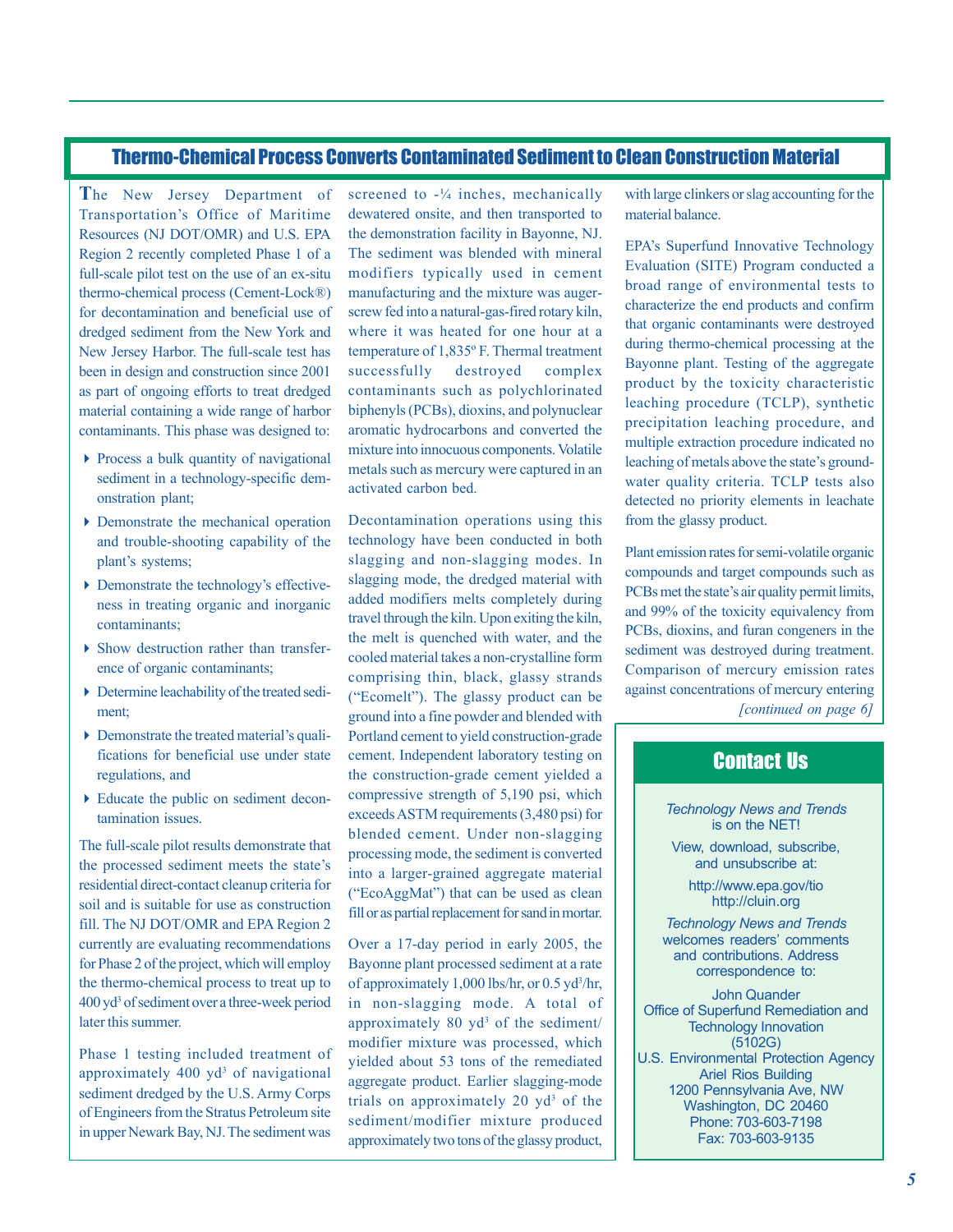## Thermo-Chemical Process Converts Contaminated Sediment to Clean Construction Material

The New Jersey Department of Transportation's Office of Maritime Resources (NJ DOT/OMR) and U.S. EPA Region 2 recently completed Phase 1 of a full-scale pilot test on the use of an ex-situ thermo-chemical process (Cement-Lock®) for decontamination and beneficial use of dredged sediment from the New York and New Jersey Harbor. The full-scale test has been in design and construction since 2001 as part of ongoing efforts to treat dredged material containing a wide range of harbor contaminants. This phase was designed to:

- Process a bulk quantity of navigational sediment in a technology-specific demonstration plant;
- Demonstrate the mechanical operation and trouble-shooting capability of the plant's systems;
- Demonstrate the technology's effectiveness in treating organic and inorganic contaminants;
- Show destruction rather than transference of organic contaminants;
- Determine leachability of the treated sediment;
- Demonstrate the treated material's qualifications for beneficial use under state regulations, and
- Educate the public on sediment decontamination issues.

The full-scale pilot results demonstrate that the processed sediment meets the state's residential direct-contact cleanup criteria for soil and is suitable for use as construction fill. The NJ DOT/OMR and EPA Region 2 currently are evaluating recommendations for Phase 2 of the project, which will employ the thermo-chemical process to treat up to 400 yd$^3$ of sediment over a three-week period later this summer.

Phase 1 testing included treatment of approximately 400 yd$^3$ of navigational sediment dredged by the U.S. Army Corps of Engineers from the Stratus Petroleum site in upper Newark Bay, NJ. The sediment was screened to -¼ inches, mechanically dewatered onsite, and then transported to the demonstration facility in Bayonne, NJ. The sediment was blended with mineral modifiers typically used in cement manufacturing and the mixture was auger-screw fed into a natural-gas-fired rotary kiln, where it was heated for one hour at a temperature of 1,835º F. Thermal treatment successfully destroyed complex contaminants such as polychlorinated biphenyls (PCBs), dioxins, and polynuclear aromatic hydrocarbons and converted the mixture into innocuous components. Volatile metals such as mercury were captured in an activated carbon bed.

Decontamination operations using this technology have been conducted in both slagging and non-slagging modes. In slagging mode, the dredged material with added modifiers melts completely during travel through the kiln. Upon exiting the kiln, the melt is quenched with water, and the cooled material takes a non-crystalline form comprising thin, black, glassy strands ("Ecomelt"). The glassy product can be ground into a fine powder and blended with Portland cement to yield construction-grade cement. Independent laboratory testing on the construction-grade cement yielded a compressive strength of 5,190 psi, which exceeds ASTM requirements (3,480 psi) for blended cement. Under non-slagging processing mode, the sediment is converted into a larger-grained aggregate material ("EcoAggMat") that can be used as clean fill or as partial replacement for sand in mortar.

Over a 17-day period in early 2005, the Bayonne plant processed sediment at a rate of approximately 1,000 lbs/hr, or 0.5 yd$^3$/hr, in non-slagging mode. A total of approximately 80 yd$^3$ of the sediment/modifier mixture was processed, which yielded about 53 tons of the remediated aggregate product. Earlier slagging-mode trials on approximately 20 yd$^3$ of the sediment/modifier mixture produced approximately two tons of the glassy product, with large clinkers or slag accounting for the material balance.

EPA's Superfund Innovative Technology Evaluation (SITE) Program conducted a broad range of environmental tests to characterize the end products and confirm that organic contaminants were destroyed during thermo-chemical processing at the Bayonne plant. Testing of the aggregate product by the toxicity characteristic leaching procedure (TCLP), synthetic precipitation leaching procedure, and multiple extraction procedure indicated no leaching of metals above the state's ground-water quality criteria. TCLP tests also detected no priority elements in leachate from the glassy product.

Plant emission rates for semi-volatile organic compounds and target compounds such as PCBs met the state's air quality permit limits, and 99% of the toxicity equivalency from PCBs, dioxins, and furan congeners in the sediment was destroyed during treatment. Comparison of mercury emission rates against concentrations of mercury entering

*[continued on page 6]*

## Contact Us

*Technology News and Trends* is on the NET!

View, download, subscribe, and unsubscribe at:

http://www.epa.gov/tio
http://cluin.org

*Technology News and Trends* welcomes readers' comments and contributions. Address correspondence to:

John Quander
Office of Superfund Remediation and Technology Innovation
(5102G)
U.S. Environmental Protection Agency
Ariel Rios Building
1200 Pennsylvania Ave, NW
Washington, DC 20460
Phone: 703-603-7198
Fax: 703-603-9135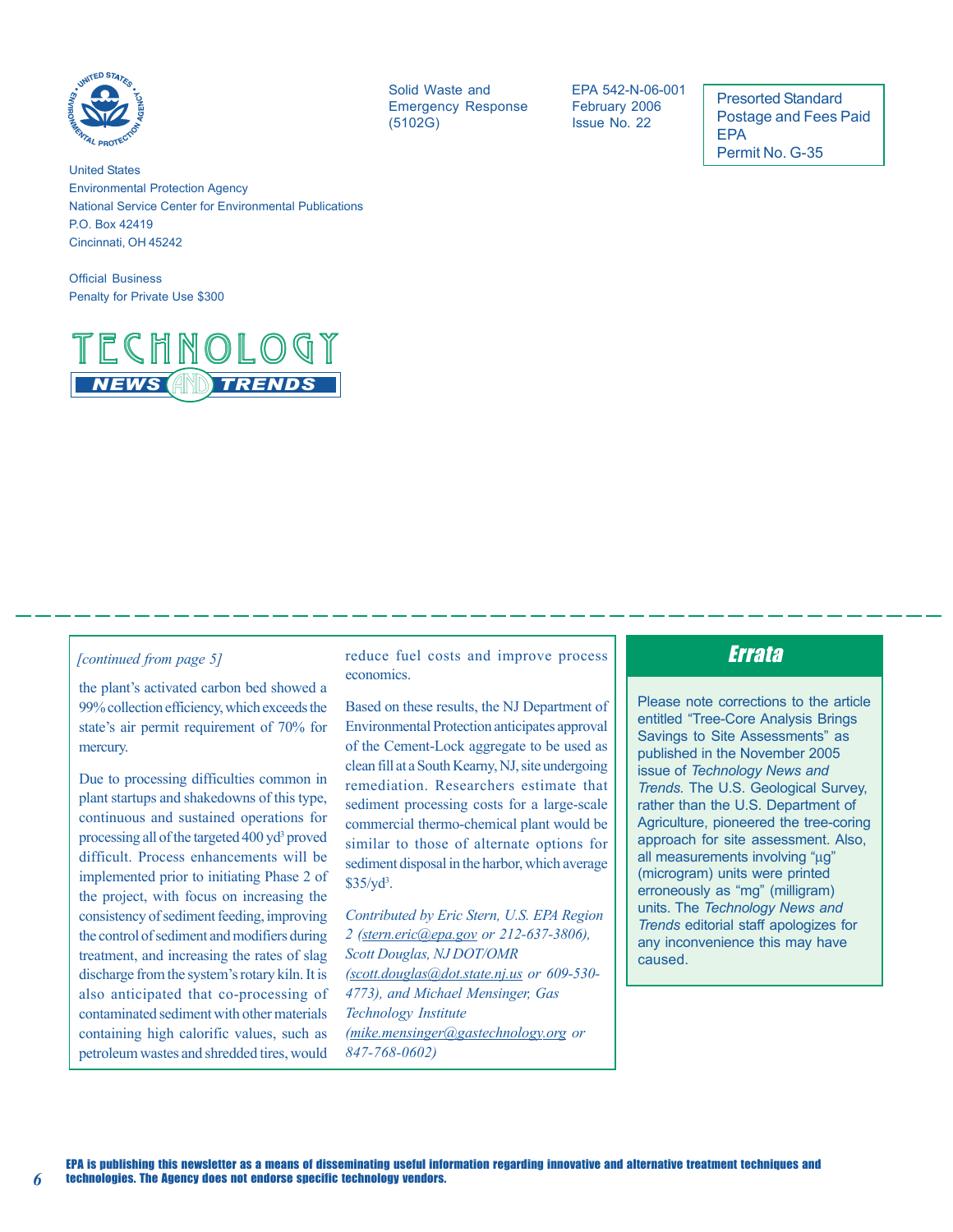United States
Environmental Protection Agency
National Service Center for Environmental Publications
P.O. Box 42419
Cincinnati, OH 45242

Official Business
Penalty for Private Use $300

Solid Waste and Emergency Response (5102G)

EPA 542-N-06-001
February 2006
Issue No. 22

Presorted Standard
Postage and Fees Paid
EPA
Permit No. G-35

# TECHNOLOGY NEWS AND TRENDS

*[continued from page 5]*

the plant's activated carbon bed showed a 99% collection efficiency, which exceeds the state's air permit requirement of 70% for mercury.

Due to processing difficulties common in plant startups and shakedowns of this type, continuous and sustained operations for processing all of the targeted 400 $yd^3$ proved difficult. Process enhancements will be implemented prior to initiating Phase 2 of the project, with focus on increasing the consistency of sediment feeding, improving the control of sediment and modifiers during treatment, and increasing the rates of slag discharge from the system's rotary kiln. It is also anticipated that co-processing of contaminated sediment with other materials containing high calorific values, such as petroleum wastes and shredded tires, would reduce fuel costs and improve process economics.

Based on these results, the NJ Department of Environmental Protection anticipates approval of the Cement-Lock aggregate to be used as clean fill at a South Kearny, NJ, site undergoing remediation. Researchers estimate that sediment processing costs for a large-scale commercial thermo-chemical plant would be similar to those of alternate options for sediment disposal in the harbor, which average $35/$yd^3$.

*Contributed by Eric Stern, U.S. EPA Region 2 (stern.eric@epa.gov or 212-637-3806), Scott Douglas, NJ DOT/OMR (scott.douglas@dot.state.nj.us or 609-530-4773), and Michael Mensinger, Gas Technology Institute (mike.mensinger@gastechnology.org or 847-768-0602)*

## Errata

Please note corrections to the article entitled "Tree-Core Analysis Brings Savings to Site Assessments" as published in the November 2005 issue of *Technology News and Trends*. The U.S. Geological Survey, rather than the U.S. Department of Agriculture, pioneered the tree-coring approach for site assessment. Also, all measurements involving "µg" (microgram) units were printed erroneously as "mg" (milligram) units. The *Technology News and Trends* editorial staff apologizes for any inconvenience this may have caused.

**EPA is publishing this newsletter as a means of disseminating useful information regarding innovative and alternative treatment techniques and technologies. The Agency does not endorse specific technology vendors.**